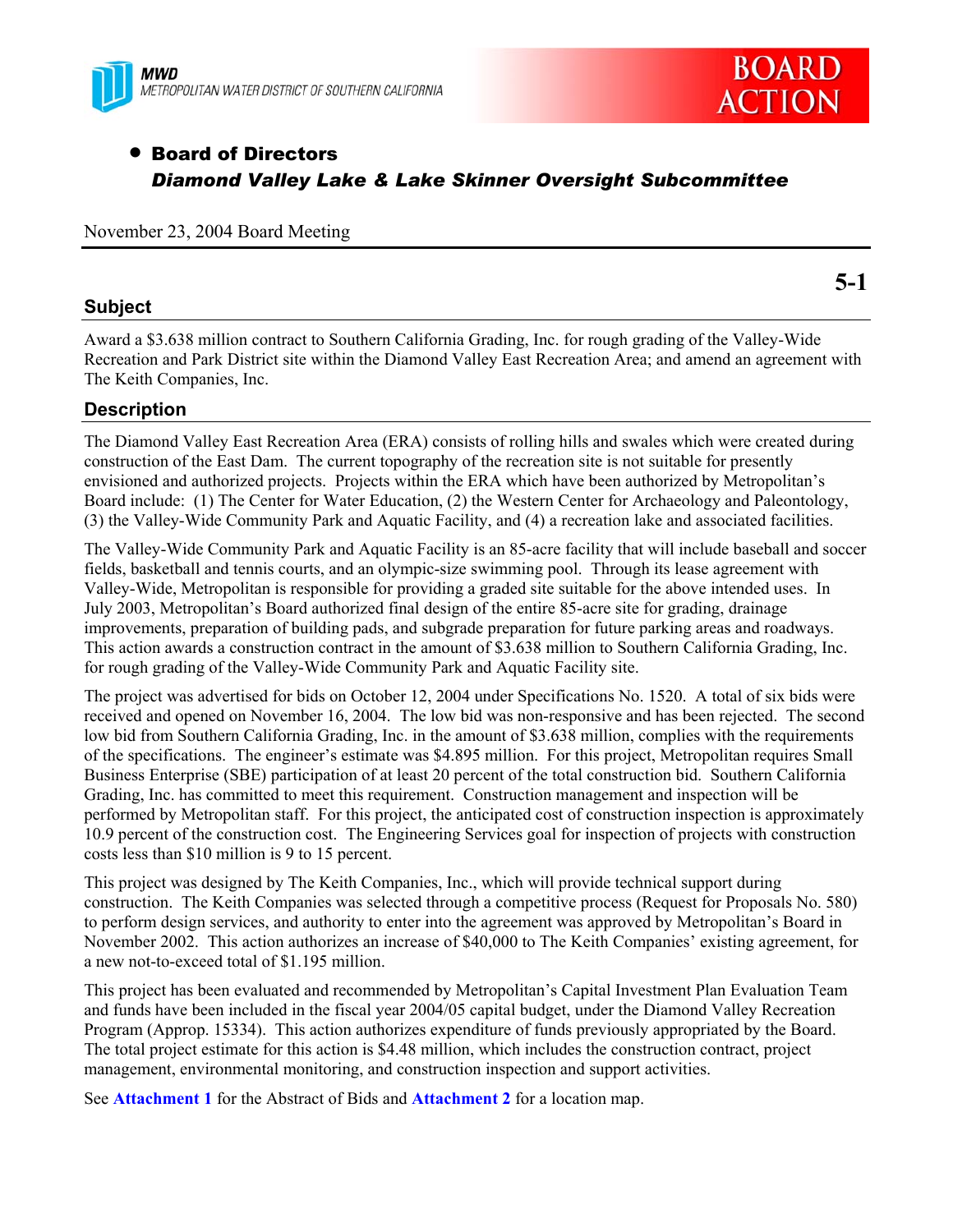MWD
METROPOLITAN WATER DISTRICT OF SOUTHERN CALIFORNIA

BOARD ACTION

- **Board of Directors**
  ***Diamond Valley Lake & Lake Skinner Oversight Subcommittee***

November 23, 2004 Board Meeting

**5-1**

## Subject

Award a $3.638 million contract to Southern California Grading, Inc. for rough grading of the Valley-Wide Recreation and Park District site within the Diamond Valley East Recreation Area; and amend an agreement with The Keith Companies, Inc.

## Description

The Diamond Valley East Recreation Area (ERA) consists of rolling hills and swales which were created during construction of the East Dam. The current topography of the recreation site is not suitable for presently envisioned and authorized projects. Projects within the ERA which have been authorized by Metropolitan's Board include: (1) The Center for Water Education, (2) the Western Center for Archaeology and Paleontology, (3) the Valley-Wide Community Park and Aquatic Facility, and (4) a recreation lake and associated facilities.

The Valley-Wide Community Park and Aquatic Facility is an 85-acre facility that will include baseball and soccer fields, basketball and tennis courts, and an olympic-size swimming pool. Through its lease agreement with Valley-Wide, Metropolitan is responsible for providing a graded site suitable for the above intended uses. In July 2003, Metropolitan's Board authorized final design of the entire 85-acre site for grading, drainage improvements, preparation of building pads, and subgrade preparation for future parking areas and roadways. This action awards a construction contract in the amount of $3.638 million to Southern California Grading, Inc. for rough grading of the Valley-Wide Community Park and Aquatic Facility site.

The project was advertised for bids on October 12, 2004 under Specifications No. 1520. A total of six bids were received and opened on November 16, 2004. The low bid was non-responsive and has been rejected. The second low bid from Southern California Grading, Inc. in the amount of $3.638 million, complies with the requirements of the specifications. The engineer's estimate was $4.895 million. For this project, Metropolitan requires Small Business Enterprise (SBE) participation of at least 20 percent of the total construction bid. Southern California Grading, Inc. has committed to meet this requirement. Construction management and inspection will be performed by Metropolitan staff. For this project, the anticipated cost of construction inspection is approximately 10.9 percent of the construction cost. The Engineering Services goal for inspection of projects with construction costs less than $10 million is 9 to 15 percent.

This project was designed by The Keith Companies, Inc., which will provide technical support during construction. The Keith Companies was selected through a competitive process (Request for Proposals No. 580) to perform design services, and authority to enter into the agreement was approved by Metropolitan's Board in November 2002. This action authorizes an increase of $40,000 to The Keith Companies' existing agreement, for a new not-to-exceed total of $1.195 million.

This project has been evaluated and recommended by Metropolitan's Capital Investment Plan Evaluation Team and funds have been included in the fiscal year 2004/05 capital budget, under the Diamond Valley Recreation Program (Approp. 15334). This action authorizes expenditure of funds previously appropriated by the Board. The total project estimate for this action is $4.48 million, which includes the construction contract, project management, environmental monitoring, and construction inspection and support activities.

See **Attachment 1** for the Abstract of Bids and **Attachment 2** for a location map.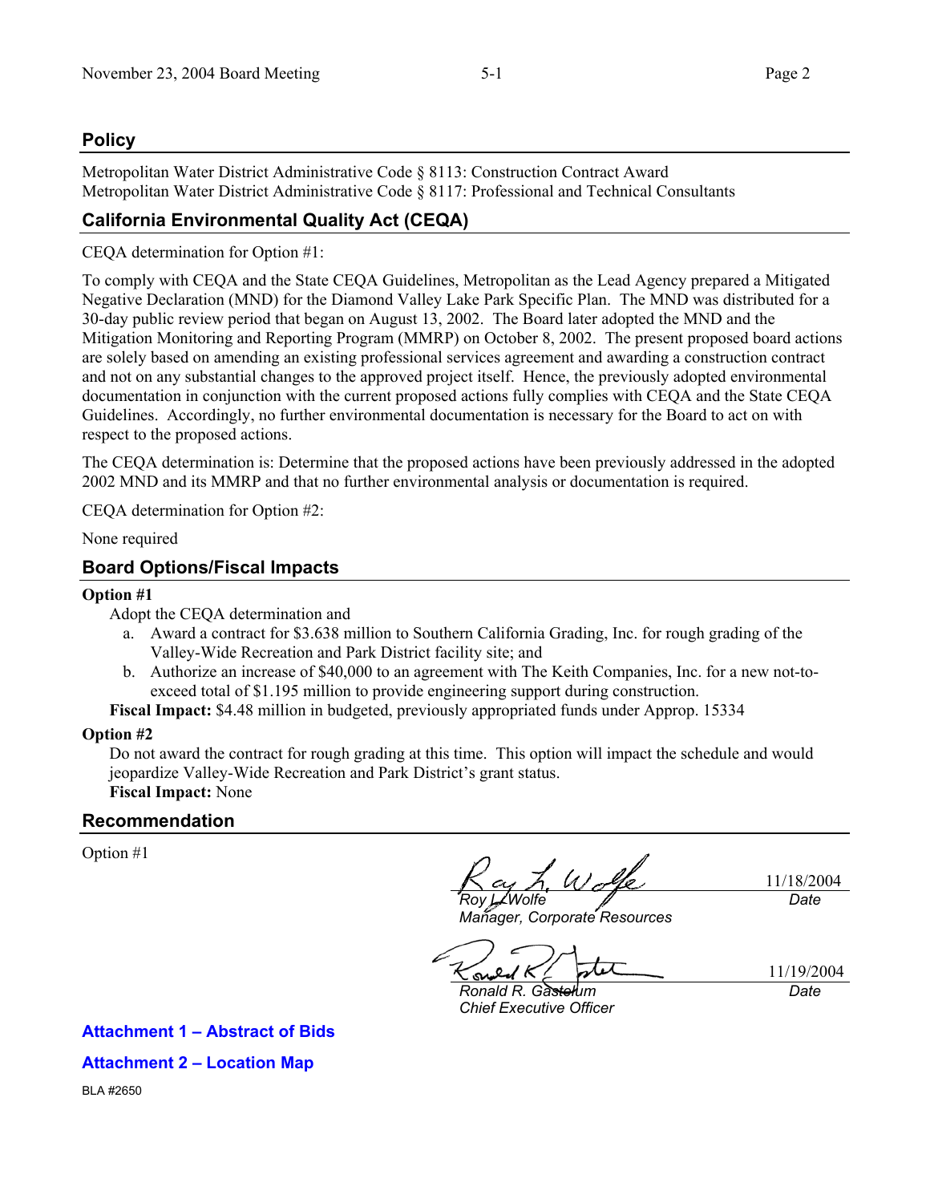## Policy

Metropolitan Water District Administrative Code § 8113: Construction Contract Award
Metropolitan Water District Administrative Code § 8117: Professional and Technical Consultants

## California Environmental Quality Act (CEQA)

CEQA determination for Option #1:

To comply with CEQA and the State CEQA Guidelines, Metropolitan as the Lead Agency prepared a Mitigated Negative Declaration (MND) for the Diamond Valley Lake Park Specific Plan. The MND was distributed for a 30-day public review period that began on August 13, 2002. The Board later adopted the MND and the Mitigation Monitoring and Reporting Program (MMRP) on October 8, 2002. The present proposed board actions are solely based on amending an existing professional services agreement and awarding a construction contract and not on any substantial changes to the approved project itself. Hence, the previously adopted environmental documentation in conjunction with the current proposed actions fully complies with CEQA and the State CEQA Guidelines. Accordingly, no further environmental documentation is necessary for the Board to act on with respect to the proposed actions.

The CEQA determination is: Determine that the proposed actions have been previously addressed in the adopted 2002 MND and its MMRP and that no further environmental analysis or documentation is required.

CEQA determination for Option #2:

None required

## Board Options/Fiscal Impacts

**Option #1**

Adopt the CEQA determination and

a. Award a contract for $3.638 million to Southern California Grading, Inc. for rough grading of the Valley-Wide Recreation and Park District facility site; and
b. Authorize an increase of $40,000 to an agreement with The Keith Companies, Inc. for a new not-to-exceed total of $1.195 million to provide engineering support during construction.

**Fiscal Impact:** $4.48 million in budgeted, previously appropriated funds under Approp. 15334

**Option #2**

Do not award the contract for rough grading at this time. This option will impact the schedule and would jeopardize Valley-Wide Recreation and Park District's grant status.

**Fiscal Impact:** None

## Recommendation

Option #1

| | |
|---|---|
| *Roy L. Wolfe*<br>*Manager, Corporate Resources* | 11/18/2004<br>*Date* |
| *Ronald R. Gastelum*<br>*Chief Executive Officer* | 11/19/2004<br>*Date* |

**Attachment 1 – Abstract of Bids**

**Attachment 2 – Location Map**

BLA #2650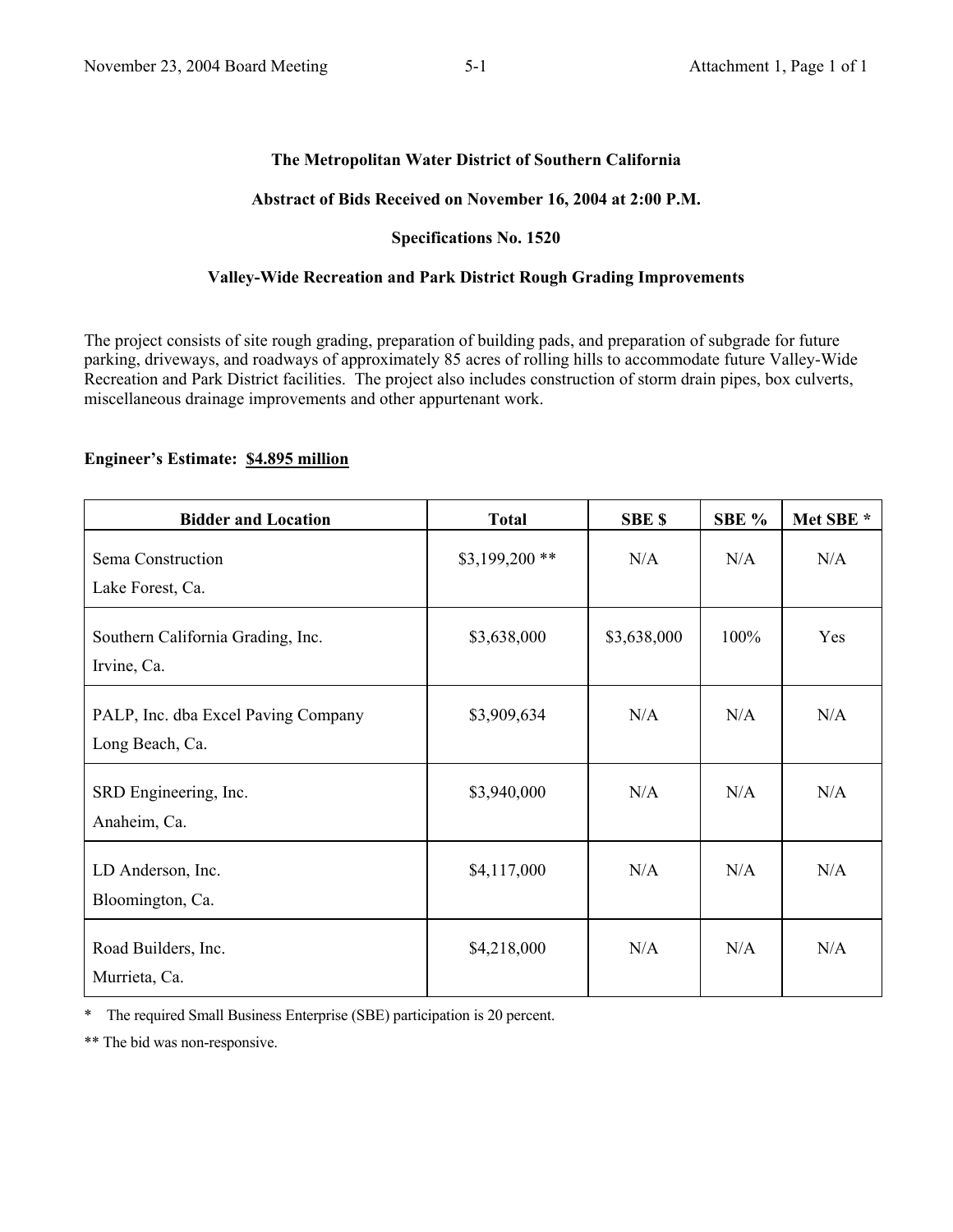**The Metropolitan Water District of Southern California**

**Abstract of Bids Received on November 16, 2004 at 2:00 P.M.**

**Specifications No. 1520**

**Valley-Wide Recreation and Park District Rough Grading Improvements**

The project consists of site rough grading, preparation of building pads, and preparation of subgrade for future parking, driveways, and roadways of approximately 85 acres of rolling hills to accommodate future Valley-Wide Recreation and Park District facilities. The project also includes construction of storm drain pipes, box culverts, miscellaneous drainage improvements and other appurtenant work.

**Engineer's Estimate: $4.895 million**

| Bidder and Location | Total | SBE $ | SBE % | Met SBE * |
|---|---|---|---|---|
| Sema Construction<br>Lake Forest, Ca. | $3,199,200 ** | N/A | N/A | N/A |
| Southern California Grading, Inc.<br>Irvine, Ca. | $3,638,000 | $3,638,000 | 100% | Yes |
| PALP, Inc. dba Excel Paving Company<br>Long Beach, Ca. | $3,909,634 | N/A | N/A | N/A |
| SRD Engineering, Inc.<br>Anaheim, Ca. | $3,940,000 | N/A | N/A | N/A |
| LD Anderson, Inc.<br>Bloomington, Ca. | $4,117,000 | N/A | N/A | N/A |
| Road Builders, Inc.<br>Murrieta, Ca. | $4,218,000 | N/A | N/A | N/A |

\* The required Small Business Enterprise (SBE) participation is 20 percent.

** The bid was non-responsive.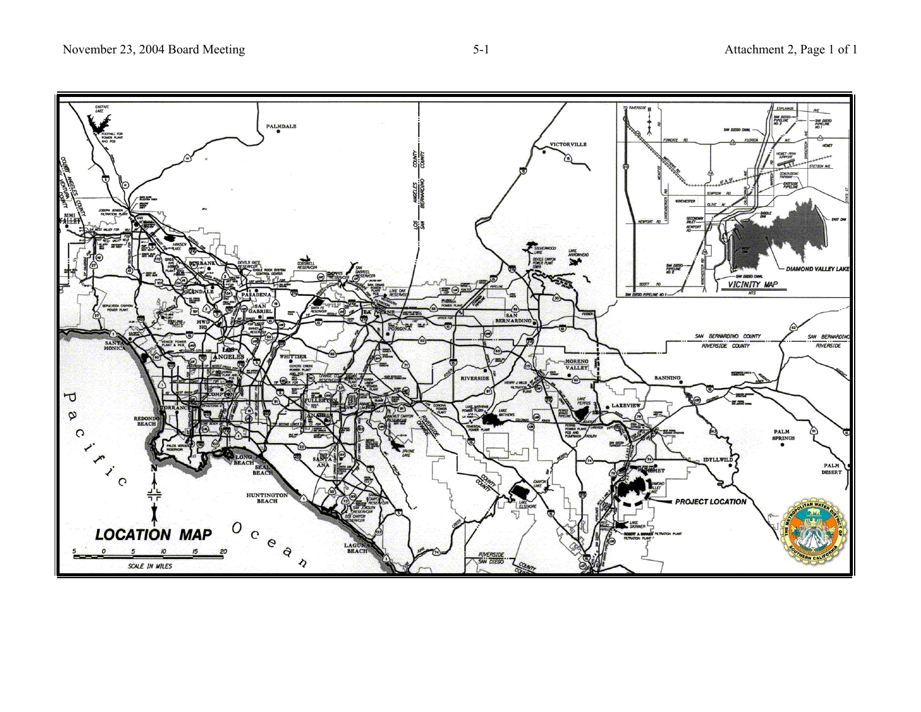LOCATION MAP

VICINITY MAP

NTS

PROJECT LOCATION

DIAMOND VALLEY LAKE

SCALE IN MILES

5 0 5 10 15 20

Pacific Ocean